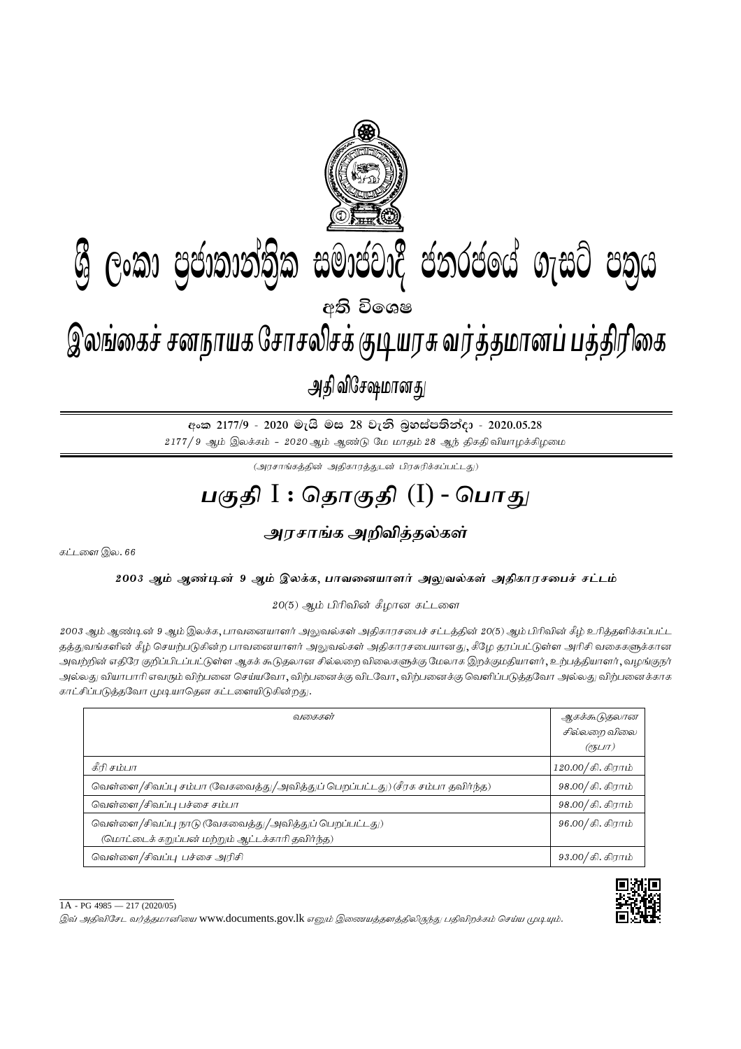# ශ්‍රී ලංකා ප්‍රජාතාන්ත්‍රික සමාජවාදී ජනරජයේ ගැසට් පත්‍රය

අති විශෙෂ

# இலங்கைச் சனநாயக சோசலிசக் குடியரசு வர்த்தமானப் பத்திரிகை

அதி விசேஷமானது

අංක 2177/9 - 2020 මැයි මස 28 වැනි බ්‍රහස්පතින්දා - 2020.05.28

*2177/9 ஆம் இலக்கம் - 2020 ஆம் ஆண்டு மே மாதம் 28 ஆந் திகதி வியாழக்கிழமை*

*(அரசாங்கத்தின் அதிகாரத்துடன் பிரசுரிக்கப்பட்டது)*

## பகுதி I : தொகுதி (I) - பொது

### அரசாங்க அறிவித்தல்கள்

*கட்டளை இல. 66*

**2003 ஆம் ஆண்டின் 9 ஆம் இலக்க, பாவனையாளர் அலுவல்கள் அதிகாரசபைச் சட்டம்**

*20(5) ஆம் பிரிவின் கீழான கட்டளை*

*2003 ஆம் ஆண்டின் 9 ஆம் இலக்க, பாவனையாளர் அலுவல்கள் அதிகாரசபைச் சட்டத்தின் 20(5) ஆம் பிரிவின் கீழ் உரித்தளிக்கப்பட்ட தத்துவங்களின் கீழ் செயற்படுகின்ற பாவனையாளர் அலுவல்கள் அதிகாரசபையானது, கீழே தரப்பட்டுள்ள அரிசி வகைகளுக்கான அவற்றின் எதிரே குறிப்பிடப்பட்டுள்ள ஆகக் கூடுதலான சில்லறை விலைகளுக்கு மேலாக இறக்குமதியாளர், உற்பத்தியாளர், வழங்குநர் அல்லது வியாபாரி எவரும் விற்பனை செய்யவோ, விற்பனைக்கு விடவோ, விற்பனைக்கு வெளிப்படுத்தவோ அல்லது விற்பனைக்காக காட்சிப்படுத்தவோ முடியாதென கட்டளையிடுகின்றது.*

| *வகைகள்* | *ஆகக்கூடுதலான சில்லறை விலை (ரூபா)* |
|---|---|
| *கீரி சம்பா* | *120.00/கி. கிராம்* |
| *வெள்ளை/சிவப்பு சம்பா (வேகவைத்து/அவித்துப் பெறப்பட்டது) (சீரக சம்பா தவிர்ந்த)* | *98.00/கி. கிராம்* |
| *வெள்ளை/சிவப்பு பச்சை சம்பா* | *98.00/கி. கிராம்* |
| *வெள்ளை/சிவப்பு நாடு (வேகவைத்து/அவித்துப் பெறப்பட்டது) (மொட்டைக் கறுப்பன் மற்றும் ஆட்டக்காரி தவிர்ந்த)* | *96.00/கி. கிராம்* |
| *வெள்ளை/சிவப்பு பச்சை அரிசி* | *93.00/கி. கிராம்* |

1A - PG 4985 — 217 (2020/05)

*இவ் அதிவிசேட வர்த்தமானியை* www.documents.gov.lk *எனும் இணையத்தளத்திலிருந்து பதிவிறக்கம் செய்ய முடியும்.*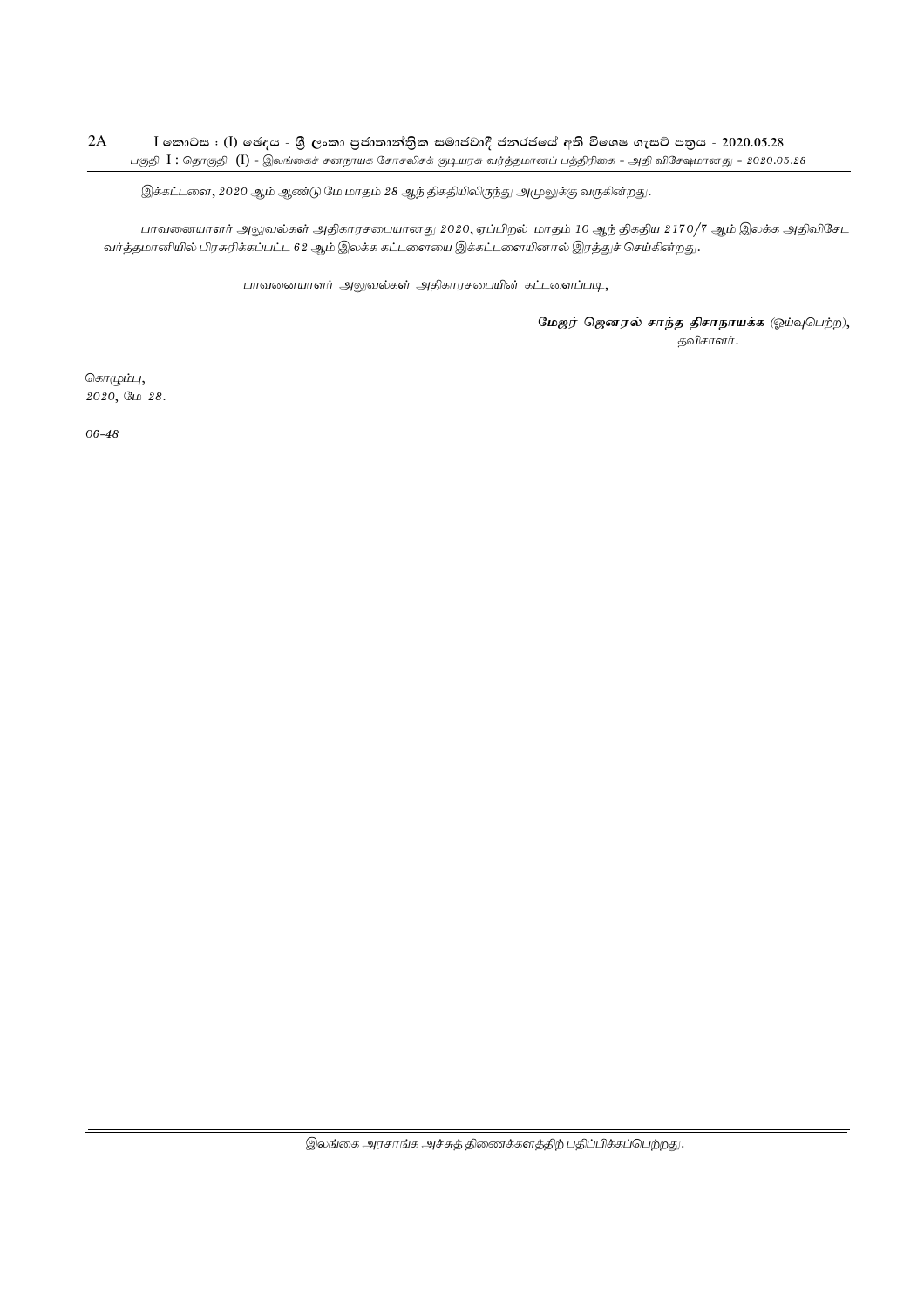இக்கட்டளை, 2020 ஆம் ஆண்டு மே மாதம் 28 ஆந் திகதியிலிருந்து அமுலுக்கு வருகின்றது.

பாவனையாளர் அலுவல்கள் அதிகாரசபையானது 2020, ஏப்பிறல் மாதம் 10 ஆந் திகதிய 2170/7 ஆம் இலக்க அதிவிசேட வர்த்தமானியில் பிரசுரிக்கப்பட்ட 62 ஆம் இலக்க கட்டளையை இக்கட்டளையினால் இரத்துச் செய்கின்றது.

பாவனையாளர் அலுவல்கள் அதிகாரசபையின் கட்டளைப்படி,

**மேஜர் ஜெனரல் சாந்த திசாநாயக்க** (ஓய்வுபெற்ற),
தவிசாளர்.

கொழும்பு,
2020, மே 28.

06-48

இலங்கை அரசாங்க அச்சுத் திணைக்களத்திற் பதிப்பிக்கப்பெற்றது.